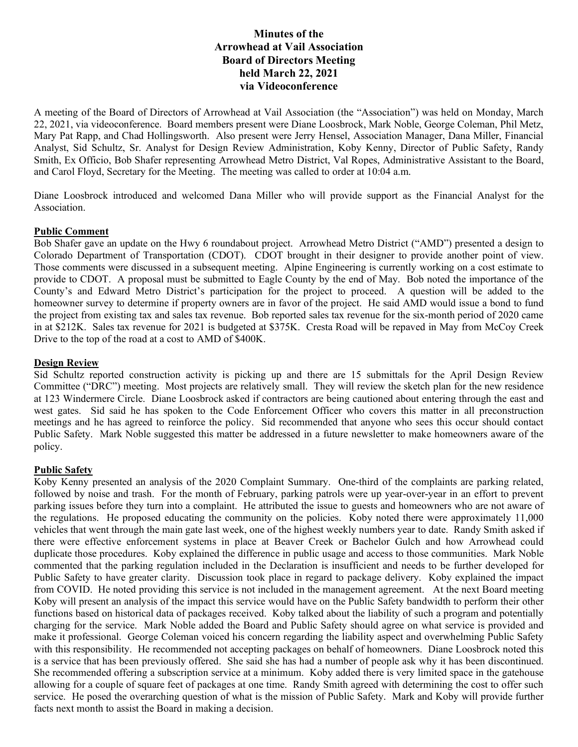# Minutes of the
# Arrowhead at Vail Association
# Board of Directors Meeting
# held March 22, 2021
# via Videoconference

A meeting of the Board of Directors of Arrowhead at Vail Association (the "Association") was held on Monday, March 22, 2021, via videoconference. Board members present were Diane Loosbrock, Mark Noble, George Coleman, Phil Metz, Mary Pat Rapp, and Chad Hollingsworth. Also present were Jerry Hensel, Association Manager, Dana Miller, Financial Analyst, Sid Schultz, Sr. Analyst for Design Review Administration, Koby Kenny, Director of Public Safety, Randy Smith, Ex Officio, Bob Shafer representing Arrowhead Metro District, Val Ropes, Administrative Assistant to the Board, and Carol Floyd, Secretary for the Meeting. The meeting was called to order at 10:04 a.m.

Diane Loosbrock introduced and welcomed Dana Miller who will provide support as the Financial Analyst for the Association.

**Public Comment**

Bob Shafer gave an update on the Hwy 6 roundabout project. Arrowhead Metro District ("AMD") presented a design to Colorado Department of Transportation (CDOT). CDOT brought in their designer to provide another point of view. Those comments were discussed in a subsequent meeting. Alpine Engineering is currently working on a cost estimate to provide to CDOT. A proposal must be submitted to Eagle County by the end of May. Bob noted the importance of the County's and Edward Metro District's participation for the project to proceed. A question will be added to the homeowner survey to determine if property owners are in favor of the project. He said AMD would issue a bond to fund the project from existing tax and sales tax revenue. Bob reported sales tax revenue for the six-month period of 2020 came in at $212K. Sales tax revenue for 2021 is budgeted at $375K. Cresta Road will be repaved in May from McCoy Creek Drive to the top of the road at a cost to AMD of $400K.

**Design Review**

Sid Schultz reported construction activity is picking up and there are 15 submittals for the April Design Review Committee ("DRC") meeting. Most projects are relatively small. They will review the sketch plan for the new residence at 123 Windermere Circle. Diane Loosbrock asked if contractors are being cautioned about entering through the east and west gates. Sid said he has spoken to the Code Enforcement Officer who covers this matter in all preconstruction meetings and he has agreed to reinforce the policy. Sid recommended that anyone who sees this occur should contact Public Safety. Mark Noble suggested this matter be addressed in a future newsletter to make homeowners aware of the policy.

**Public Safety**

Koby Kenny presented an analysis of the 2020 Complaint Summary. One-third of the complaints are parking related, followed by noise and trash. For the month of February, parking patrols were up year-over-year in an effort to prevent parking issues before they turn into a complaint. He attributed the issue to guests and homeowners who are not aware of the regulations. He proposed educating the community on the policies. Koby noted there were approximately 11,000 vehicles that went through the main gate last week, one of the highest weekly numbers year to date. Randy Smith asked if there were effective enforcement systems in place at Beaver Creek or Bachelor Gulch and how Arrowhead could duplicate those procedures. Koby explained the difference in public usage and access to those communities. Mark Noble commented that the parking regulation included in the Declaration is insufficient and needs to be further developed for Public Safety to have greater clarity. Discussion took place in regard to package delivery. Koby explained the impact from COVID. He noted providing this service is not included in the management agreement. At the next Board meeting Koby will present an analysis of the impact this service would have on the Public Safety bandwidth to perform their other functions based on historical data of packages received. Koby talked about the liability of such a program and potentially charging for the service. Mark Noble added the Board and Public Safety should agree on what service is provided and make it professional. George Coleman voiced his concern regarding the liability aspect and overwhelming Public Safety with this responsibility. He recommended not accepting packages on behalf of homeowners. Diane Loosbrock noted this is a service that has been previously offered. She said she has had a number of people ask why it has been discontinued. She recommended offering a subscription service at a minimum. Koby added there is very limited space in the gatehouse allowing for a couple of square feet of packages at one time. Randy Smith agreed with determining the cost to offer such service. He posed the overarching question of what is the mission of Public Safety. Mark and Koby will provide further facts next month to assist the Board in making a decision.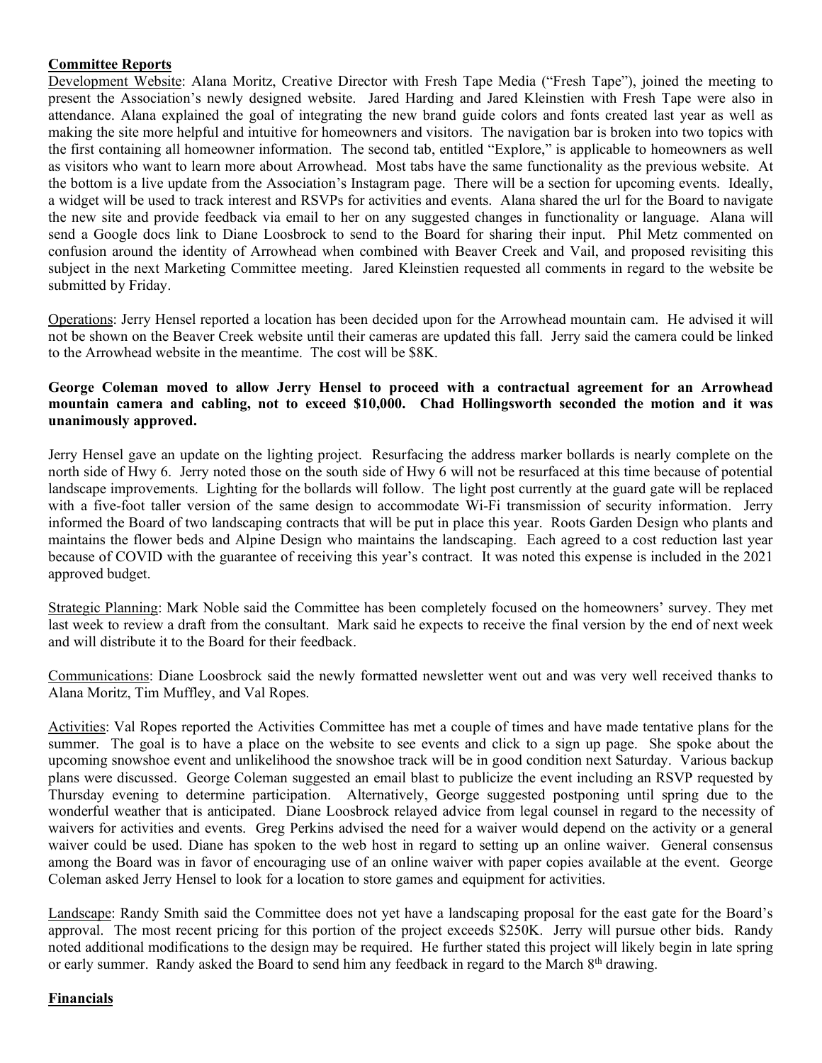## Committee Reports

Development Website: Alana Moritz, Creative Director with Fresh Tape Media ("Fresh Tape"), joined the meeting to present the Association's newly designed website. Jared Harding and Jared Kleinstien with Fresh Tape were also in attendance. Alana explained the goal of integrating the new brand guide colors and fonts created last year as well as making the site more helpful and intuitive for homeowners and visitors. The navigation bar is broken into two topics with the first containing all homeowner information. The second tab, entitled "Explore," is applicable to homeowners as well as visitors who want to learn more about Arrowhead. Most tabs have the same functionality as the previous website. At the bottom is a live update from the Association's Instagram page. There will be a section for upcoming events. Ideally, a widget will be used to track interest and RSVPs for activities and events. Alana shared the url for the Board to navigate the new site and provide feedback via email to her on any suggested changes in functionality or language. Alana will send a Google docs link to Diane Loosbrock to send to the Board for sharing their input. Phil Metz commented on confusion around the identity of Arrowhead when combined with Beaver Creek and Vail, and proposed revisiting this subject in the next Marketing Committee meeting. Jared Kleinstien requested all comments in regard to the website be submitted by Friday.

Operations: Jerry Hensel reported a location has been decided upon for the Arrowhead mountain cam. He advised it will not be shown on the Beaver Creek website until their cameras are updated this fall. Jerry said the camera could be linked to the Arrowhead website in the meantime. The cost will be $8K.

**George Coleman moved to allow Jerry Hensel to proceed with a contractual agreement for an Arrowhead mountain camera and cabling, not to exceed $10,000. Chad Hollingsworth seconded the motion and it was unanimously approved.**

Jerry Hensel gave an update on the lighting project. Resurfacing the address marker bollards is nearly complete on the north side of Hwy 6. Jerry noted those on the south side of Hwy 6 will not be resurfaced at this time because of potential landscape improvements. Lighting for the bollards will follow. The light post currently at the guard gate will be replaced with a five-foot taller version of the same design to accommodate Wi-Fi transmission of security information. Jerry informed the Board of two landscaping contracts that will be put in place this year. Roots Garden Design who plants and maintains the flower beds and Alpine Design who maintains the landscaping. Each agreed to a cost reduction last year because of COVID with the guarantee of receiving this year's contract. It was noted this expense is included in the 2021 approved budget.

Strategic Planning: Mark Noble said the Committee has been completely focused on the homeowners' survey. They met last week to review a draft from the consultant. Mark said he expects to receive the final version by the end of next week and will distribute it to the Board for their feedback.

Communications: Diane Loosbrock said the newly formatted newsletter went out and was very well received thanks to Alana Moritz, Tim Muffley, and Val Ropes.

Activities: Val Ropes reported the Activities Committee has met a couple of times and have made tentative plans for the summer. The goal is to have a place on the website to see events and click to a sign up page. She spoke about the upcoming snowshoe event and unlikelihood the snowshoe track will be in good condition next Saturday. Various backup plans were discussed. George Coleman suggested an email blast to publicize the event including an RSVP requested by Thursday evening to determine participation. Alternatively, George suggested postponing until spring due to the wonderful weather that is anticipated. Diane Loosbrock relayed advice from legal counsel in regard to the necessity of waivers for activities and events. Greg Perkins advised the need for a waiver would depend on the activity or a general waiver could be used. Diane has spoken to the web host in regard to setting up an online waiver. General consensus among the Board was in favor of encouraging use of an online waiver with paper copies available at the event. George Coleman asked Jerry Hensel to look for a location to store games and equipment for activities.

Landscape: Randy Smith said the Committee does not yet have a landscaping proposal for the east gate for the Board's approval. The most recent pricing for this portion of the project exceeds $250K. Jerry will pursue other bids. Randy noted additional modifications to the design may be required. He further stated this project will likely begin in late spring or early summer. Randy asked the Board to send him any feedback in regard to the March 8th drawing.

## Financials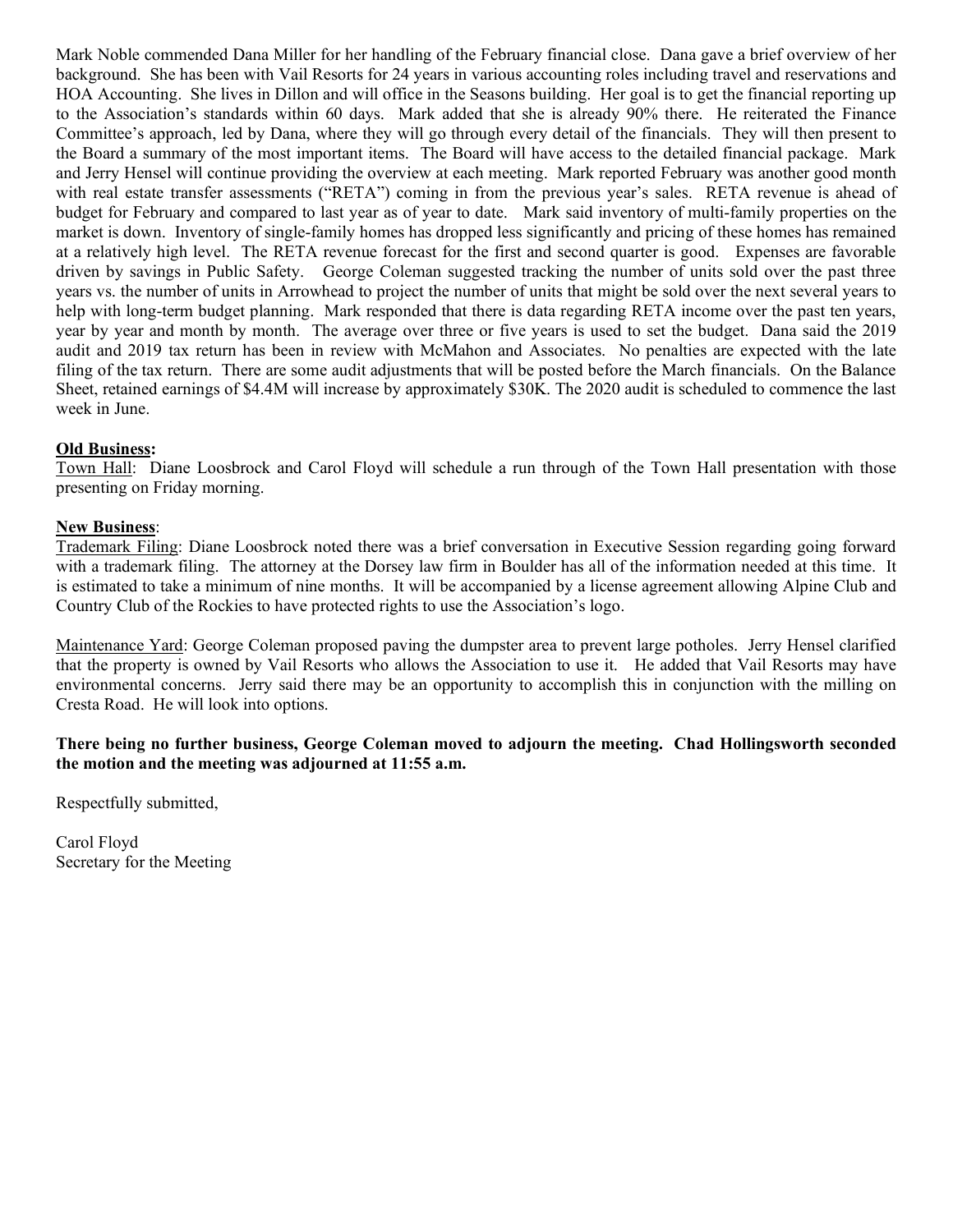Mark Noble commended Dana Miller for her handling of the February financial close. Dana gave a brief overview of her background. She has been with Vail Resorts for 24 years in various accounting roles including travel and reservations and HOA Accounting. She lives in Dillon and will office in the Seasons building. Her goal is to get the financial reporting up to the Association's standards within 60 days. Mark added that she is already 90% there. He reiterated the Finance Committee's approach, led by Dana, where they will go through every detail of the financials. They will then present to the Board a summary of the most important items. The Board will have access to the detailed financial package. Mark and Jerry Hensel will continue providing the overview at each meeting. Mark reported February was another good month with real estate transfer assessments ("RETA") coming in from the previous year's sales. RETA revenue is ahead of budget for February and compared to last year as of year to date. Mark said inventory of multi-family properties on the market is down. Inventory of single-family homes has dropped less significantly and pricing of these homes has remained at a relatively high level. The RETA revenue forecast for the first and second quarter is good. Expenses are favorable driven by savings in Public Safety. George Coleman suggested tracking the number of units sold over the past three years vs. the number of units in Arrowhead to project the number of units that might be sold over the next several years to help with long-term budget planning. Mark responded that there is data regarding RETA income over the past ten years, year by year and month by month. The average over three or five years is used to set the budget. Dana said the 2019 audit and 2019 tax return has been in review with McMahon and Associates. No penalties are expected with the late filing of the tax return. There are some audit adjustments that will be posted before the March financials. On the Balance Sheet, retained earnings of $4.4M will increase by approximately $30K. The 2020 audit is scheduled to commence the last week in June.

**Old Business:**

Town Hall: Diane Loosbrock and Carol Floyd will schedule a run through of the Town Hall presentation with those presenting on Friday morning.

**New Business**:

Trademark Filing: Diane Loosbrock noted there was a brief conversation in Executive Session regarding going forward with a trademark filing. The attorney at the Dorsey law firm in Boulder has all of the information needed at this time. It is estimated to take a minimum of nine months. It will be accompanied by a license agreement allowing Alpine Club and Country Club of the Rockies to have protected rights to use the Association's logo.

Maintenance Yard: George Coleman proposed paving the dumpster area to prevent large potholes. Jerry Hensel clarified that the property is owned by Vail Resorts who allows the Association to use it. He added that Vail Resorts may have environmental concerns. Jerry said there may be an opportunity to accomplish this in conjunction with the milling on Cresta Road. He will look into options.

**There being no further business, George Coleman moved to adjourn the meeting. Chad Hollingsworth seconded the motion and the meeting was adjourned at 11:55 a.m.**

Respectfully submitted,

Carol Floyd
Secretary for the Meeting